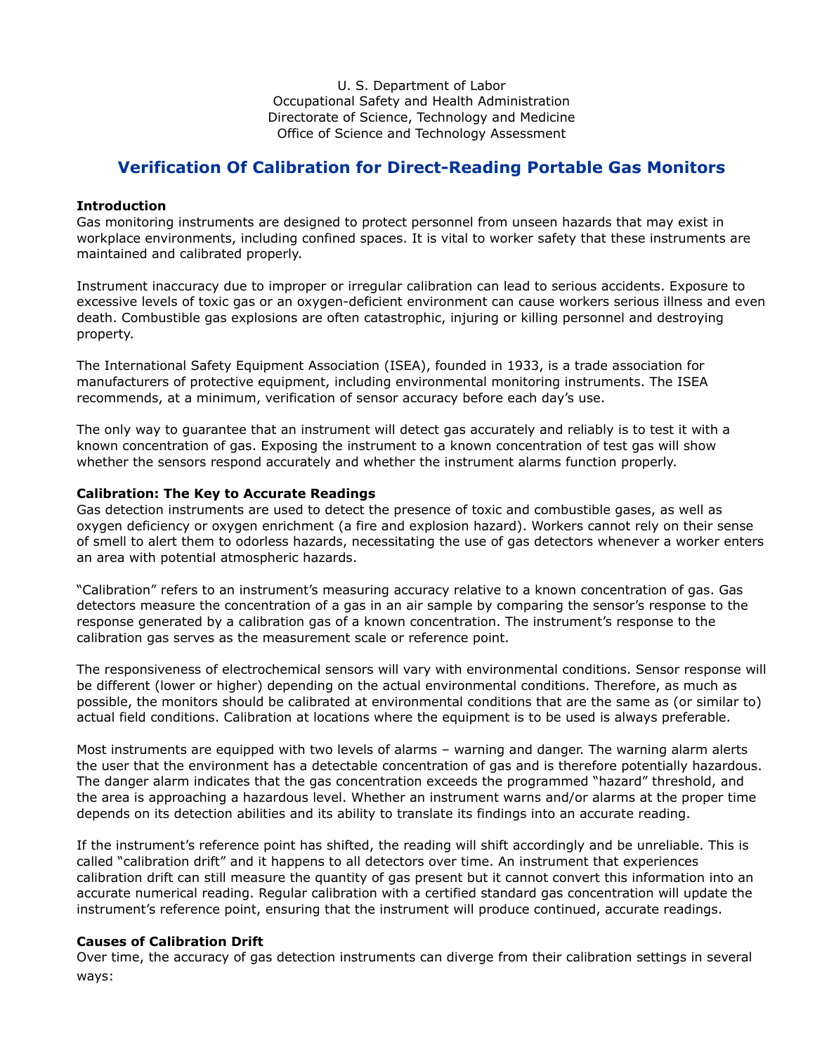U. S. Department of Labor
Occupational Safety and Health Administration
Directorate of Science, Technology and Medicine
Office of Science and Technology Assessment

# Verification Of Calibration for Direct-Reading Portable Gas Monitors

**Introduction**

Gas monitoring instruments are designed to protect personnel from unseen hazards that may exist in workplace environments, including confined spaces. It is vital to worker safety that these instruments are maintained and calibrated properly.

Instrument inaccuracy due to improper or irregular calibration can lead to serious accidents. Exposure to excessive levels of toxic gas or an oxygen-deficient environment can cause workers serious illness and even death. Combustible gas explosions are often catastrophic, injuring or killing personnel and destroying property.

The International Safety Equipment Association (ISEA), founded in 1933, is a trade association for manufacturers of protective equipment, including environmental monitoring instruments. The ISEA recommends, at a minimum, verification of sensor accuracy before each day's use.

The only way to guarantee that an instrument will detect gas accurately and reliably is to test it with a known concentration of gas. Exposing the instrument to a known concentration of test gas will show whether the sensors respond accurately and whether the instrument alarms function properly.

**Calibration: The Key to Accurate Readings**

Gas detection instruments are used to detect the presence of toxic and combustible gases, as well as oxygen deficiency or oxygen enrichment (a fire and explosion hazard). Workers cannot rely on their sense of smell to alert them to odorless hazards, necessitating the use of gas detectors whenever a worker enters an area with potential atmospheric hazards.

"Calibration" refers to an instrument's measuring accuracy relative to a known concentration of gas. Gas detectors measure the concentration of a gas in an air sample by comparing the sensor's response to the response generated by a calibration gas of a known concentration. The instrument's response to the calibration gas serves as the measurement scale or reference point.

The responsiveness of electrochemical sensors will vary with environmental conditions. Sensor response will be different (lower or higher) depending on the actual environmental conditions. Therefore, as much as possible, the monitors should be calibrated at environmental conditions that are the same as (or similar to) actual field conditions. Calibration at locations where the equipment is to be used is always preferable.

Most instruments are equipped with two levels of alarms – warning and danger. The warning alarm alerts the user that the environment has a detectable concentration of gas and is therefore potentially hazardous. The danger alarm indicates that the gas concentration exceeds the programmed "hazard" threshold, and the area is approaching a hazardous level. Whether an instrument warns and/or alarms at the proper time depends on its detection abilities and its ability to translate its findings into an accurate reading.

If the instrument's reference point has shifted, the reading will shift accordingly and be unreliable. This is called "calibration drift" and it happens to all detectors over time. An instrument that experiences calibration drift can still measure the quantity of gas present but it cannot convert this information into an accurate numerical reading. Regular calibration with a certified standard gas concentration will update the instrument's reference point, ensuring that the instrument will produce continued, accurate readings.

**Causes of Calibration Drift**

Over time, the accuracy of gas detection instruments can diverge from their calibration settings in several ways: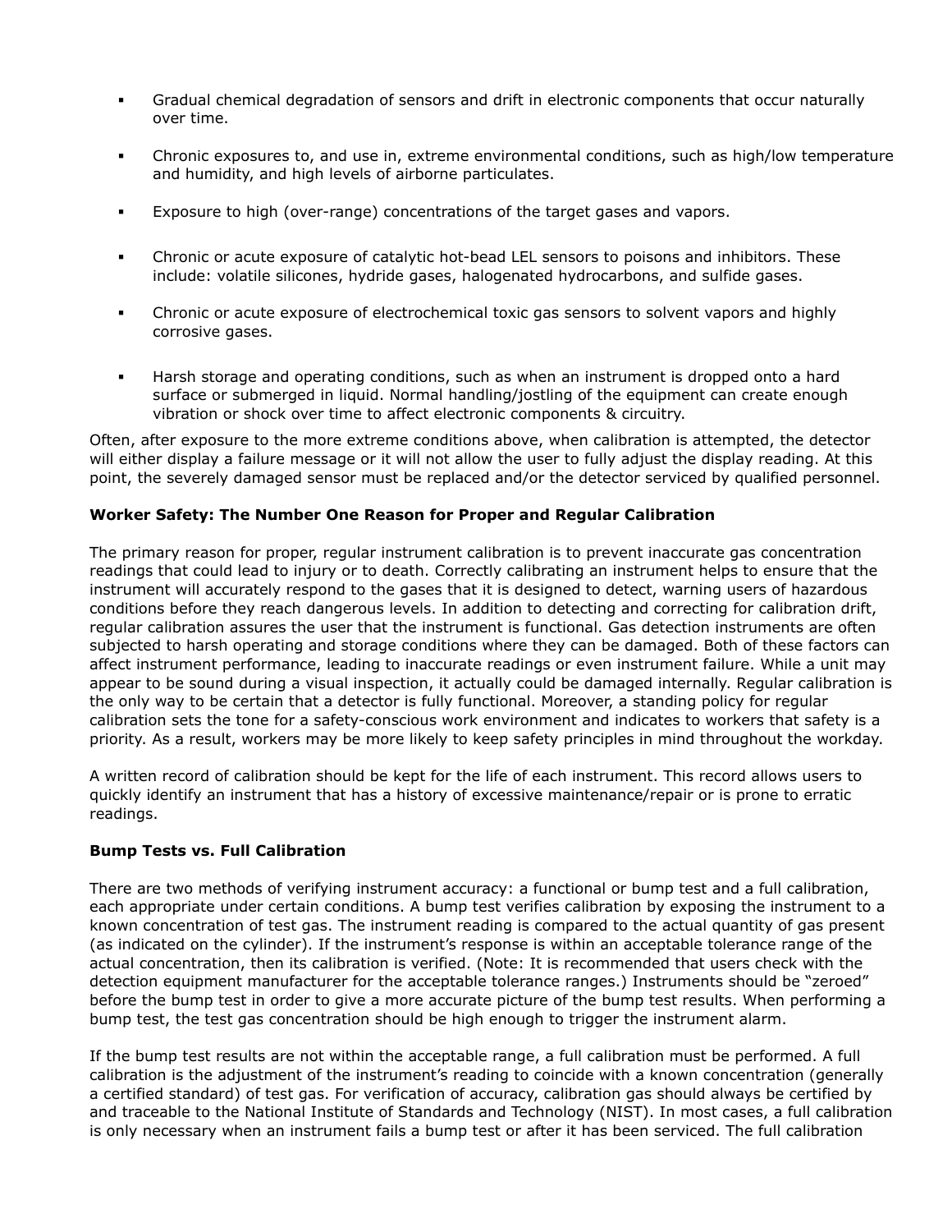- Gradual chemical degradation of sensors and drift in electronic components that occur naturally over time.
- Chronic exposures to, and use in, extreme environmental conditions, such as high/low temperature and humidity, and high levels of airborne particulates.
- Exposure to high (over-range) concentrations of the target gases and vapors.
- Chronic or acute exposure of catalytic hot-bead LEL sensors to poisons and inhibitors. These include: volatile silicones, hydride gases, halogenated hydrocarbons, and sulfide gases.
- Chronic or acute exposure of electrochemical toxic gas sensors to solvent vapors and highly corrosive gases.
- Harsh storage and operating conditions, such as when an instrument is dropped onto a hard surface or submerged in liquid. Normal handling/jostling of the equipment can create enough vibration or shock over time to affect electronic components & circuitry.

Often, after exposure to the more extreme conditions above, when calibration is attempted, the detector will either display a failure message or it will not allow the user to fully adjust the display reading. At this point, the severely damaged sensor must be replaced and/or the detector serviced by qualified personnel.

**Worker Safety: The Number One Reason for Proper and Regular Calibration**

The primary reason for proper, regular instrument calibration is to prevent inaccurate gas concentration readings that could lead to injury or to death. Correctly calibrating an instrument helps to ensure that the instrument will accurately respond to the gases that it is designed to detect, warning users of hazardous conditions before they reach dangerous levels. In addition to detecting and correcting for calibration drift, regular calibration assures the user that the instrument is functional. Gas detection instruments are often subjected to harsh operating and storage conditions where they can be damaged. Both of these factors can affect instrument performance, leading to inaccurate readings or even instrument failure. While a unit may appear to be sound during a visual inspection, it actually could be damaged internally. Regular calibration is the only way to be certain that a detector is fully functional. Moreover, a standing policy for regular calibration sets the tone for a safety-conscious work environment and indicates to workers that safety is a priority. As a result, workers may be more likely to keep safety principles in mind throughout the workday.

A written record of calibration should be kept for the life of each instrument. This record allows users to quickly identify an instrument that has a history of excessive maintenance/repair or is prone to erratic readings.

**Bump Tests vs. Full Calibration**

There are two methods of verifying instrument accuracy: a functional or bump test and a full calibration, each appropriate under certain conditions. A bump test verifies calibration by exposing the instrument to a known concentration of test gas. The instrument reading is compared to the actual quantity of gas present (as indicated on the cylinder). If the instrument's response is within an acceptable tolerance range of the actual concentration, then its calibration is verified. (Note: It is recommended that users check with the detection equipment manufacturer for the acceptable tolerance ranges.) Instruments should be "zeroed" before the bump test in order to give a more accurate picture of the bump test results. When performing a bump test, the test gas concentration should be high enough to trigger the instrument alarm.

If the bump test results are not within the acceptable range, a full calibration must be performed. A full calibration is the adjustment of the instrument's reading to coincide with a known concentration (generally a certified standard) of test gas. For verification of accuracy, calibration gas should always be certified by and traceable to the National Institute of Standards and Technology (NIST). In most cases, a full calibration is only necessary when an instrument fails a bump test or after it has been serviced. The full calibration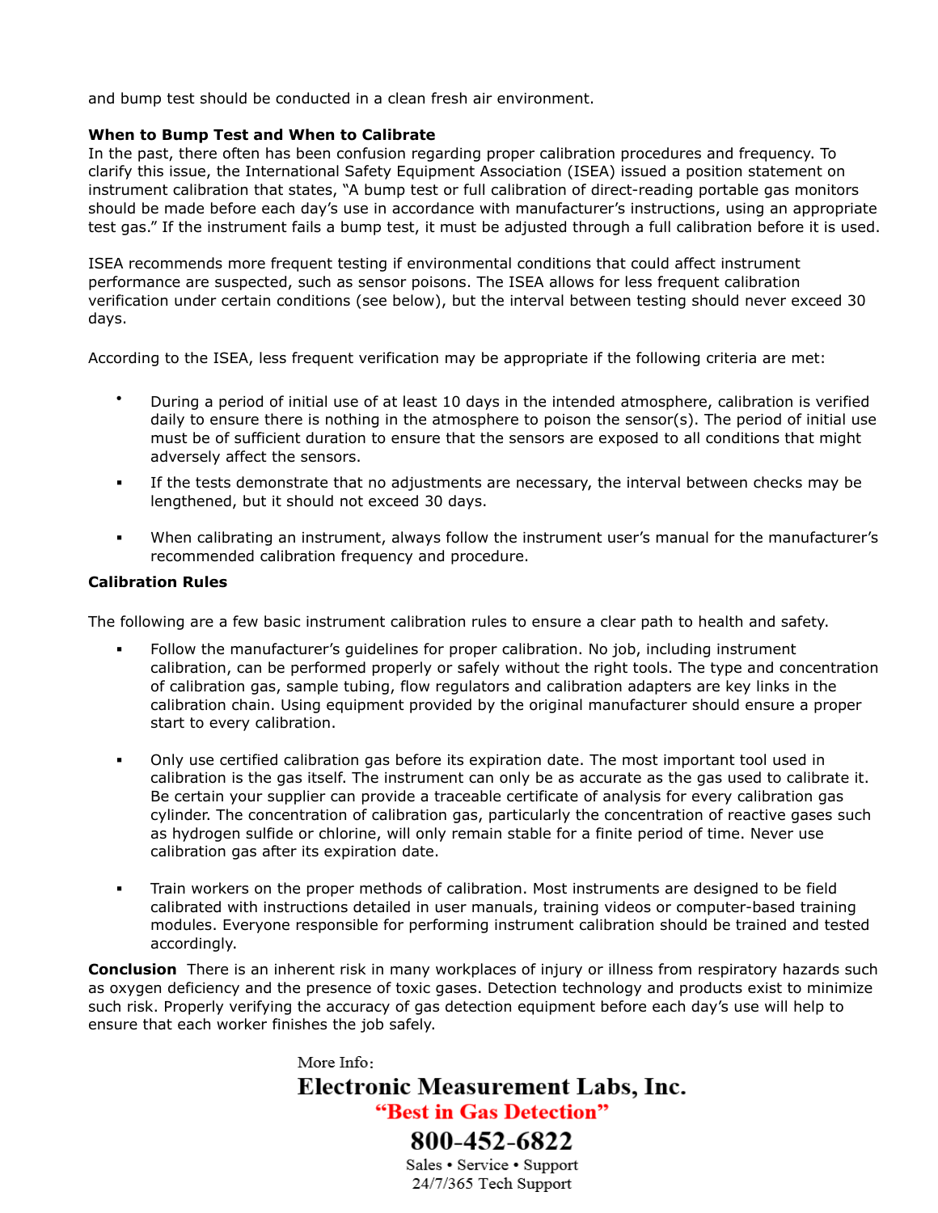and bump test should be conducted in a clean fresh air environment.

**When to Bump Test and When to Calibrate**
In the past, there often has been confusion regarding proper calibration procedures and frequency. To clarify this issue, the International Safety Equipment Association (ISEA) issued a position statement on instrument calibration that states, "A bump test or full calibration of direct-reading portable gas monitors should be made before each day's use in accordance with manufacturer's instructions, using an appropriate test gas." If the instrument fails a bump test, it must be adjusted through a full calibration before it is used.

ISEA recommends more frequent testing if environmental conditions that could affect instrument performance are suspected, such as sensor poisons. The ISEA allows for less frequent calibration verification under certain conditions (see below), but the interval between testing should never exceed 30 days.

According to the ISEA, less frequent verification may be appropriate if the following criteria are met:

- During a period of initial use of at least 10 days in the intended atmosphere, calibration is verified daily to ensure there is nothing in the atmosphere to poison the sensor(s). The period of initial use must be of sufficient duration to ensure that the sensors are exposed to all conditions that might adversely affect the sensors.
- If the tests demonstrate that no adjustments are necessary, the interval between checks may be lengthened, but it should not exceed 30 days.
- When calibrating an instrument, always follow the instrument user's manual for the manufacturer's recommended calibration frequency and procedure.

**Calibration Rules**

The following are a few basic instrument calibration rules to ensure a clear path to health and safety.

- Follow the manufacturer's guidelines for proper calibration. No job, including instrument calibration, can be performed properly or safely without the right tools. The type and concentration of calibration gas, sample tubing, flow regulators and calibration adapters are key links in the calibration chain. Using equipment provided by the original manufacturer should ensure a proper start to every calibration.
- Only use certified calibration gas before its expiration date. The most important tool used in calibration is the gas itself. The instrument can only be as accurate as the gas used to calibrate it. Be certain your supplier can provide a traceable certificate of analysis for every calibration gas cylinder. The concentration of calibration gas, particularly the concentration of reactive gases such as hydrogen sulfide or chlorine, will only remain stable for a finite period of time. Never use calibration gas after its expiration date.
- Train workers on the proper methods of calibration. Most instruments are designed to be field calibrated with instructions detailed in user manuals, training videos or computer-based training modules. Everyone responsible for performing instrument calibration should be trained and tested accordingly.

**Conclusion** There is an inherent risk in many workplaces of injury or illness from respiratory hazards such as oxygen deficiency and the presence of toxic gases. Detection technology and products exist to minimize such risk. Properly verifying the accuracy of gas detection equipment before each day's use will help to ensure that each worker finishes the job safely.

More Info:

**Electronic Measurement Labs, Inc.**

**"Best in Gas Detection"**

**800-452-6822**

Sales • Service • Support

24/7/365 Tech Support